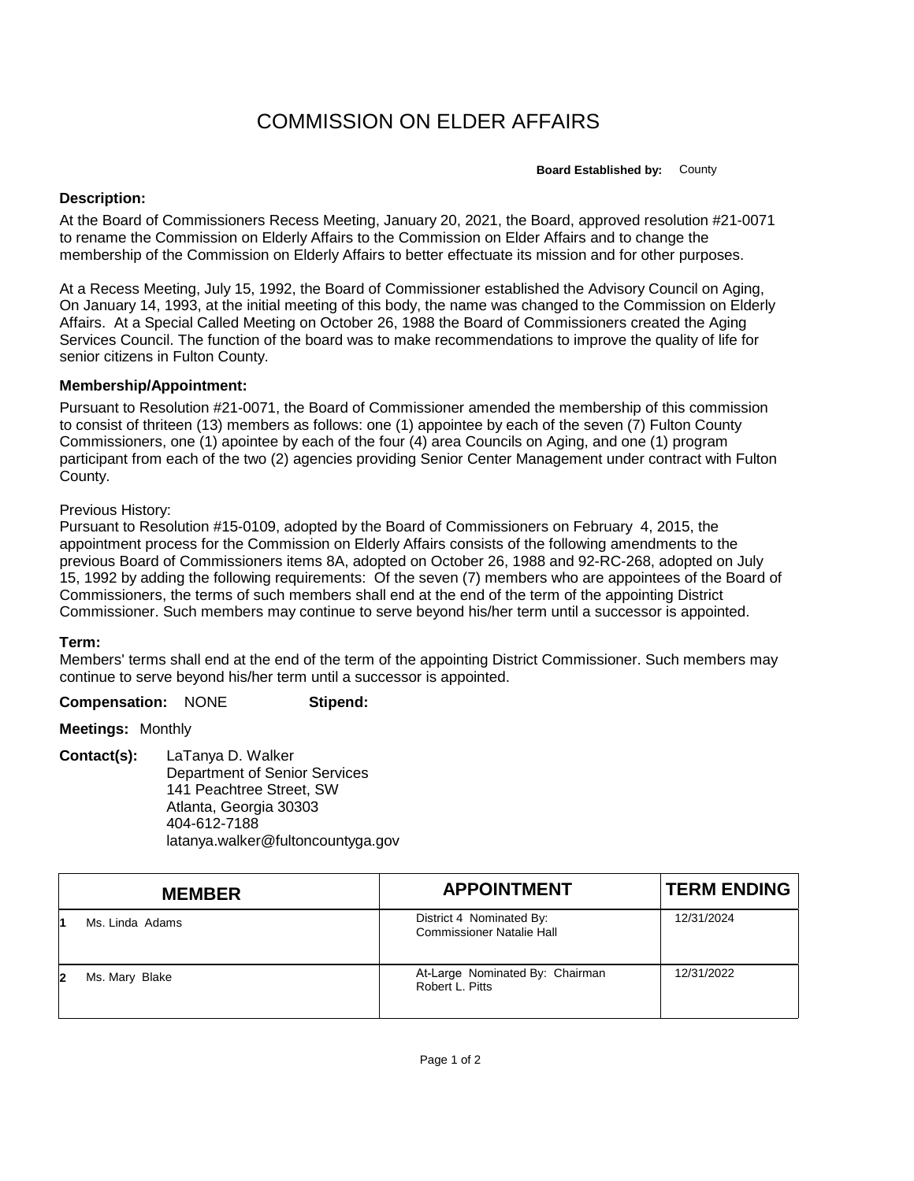# COMMISSION ON ELDER AFFAIRS

**Board Established by:** County

**Description:**

At the Board of Commissioners Recess Meeting, January 20, 2021, the Board, approved resolution #21-0071 to rename the Commission on Elderly Affairs to the Commission on Elder Affairs and to change the membership of the Commission on Elderly Affairs to better effectuate its mission and for other purposes.

At a Recess Meeting, July 15, 1992, the Board of Commissioner established the Advisory Council on Aging, On January 14, 1993, at the initial meeting of this body, the name was changed to the Commission on Elderly Affairs. At a Special Called Meeting on October 26, 1988 the Board of Commissioners created the Aging Services Council. The function of the board was to make recommendations to improve the quality of life for senior citizens in Fulton County.

**Membership/Appointment:**

Pursuant to Resolution #21-0071, the Board of Commissioner amended the membership of this commission to consist of thriteen (13) members as follows: one (1) appointee by each of the seven (7) Fulton County Commissioners, one (1) apointee by each of the four (4) area Councils on Aging, and one (1) program participant from each of the two (2) agencies providing Senior Center Management under contract with Fulton County.

Previous History:
Pursuant to Resolution #15-0109, adopted by the Board of Commissioners on February 4, 2015, the appointment process for the Commission on Elderly Affairs consists of the following amendments to the previous Board of Commissioners items 8A, adopted on October 26, 1988 and 92-RC-268, adopted on July 15, 1992 by adding the following requirements: Of the seven (7) members who are appointees of the Board of Commissioners, the terms of such members shall end at the end of the term of the appointing District Commissioner. Such members may continue to serve beyond his/her term until a successor is appointed.

**Term:**
Members' terms shall end at the end of the term of the appointing District Commissioner. Such members may continue to serve beyond his/her term until a successor is appointed.

**Compensation:** NONE **Stipend:**

**Meetings:** Monthly

**Contact(s):** LaTanya D. Walker
Department of Senior Services
141 Peachtree Street, SW
Atlanta, Georgia 30303
404-612-7188
latanya.walker@fultoncountyga.gov

| | MEMBER | APPOINTMENT | TERM ENDING |
|---|---|---|---|
| 1 | Ms. Linda Adams | District 4 Nominated By: Commissioner Natalie Hall | 12/31/2024 |
| 2 | Ms. Mary Blake | At-Large Nominated By: Chairman Robert L. Pitts | 12/31/2022 |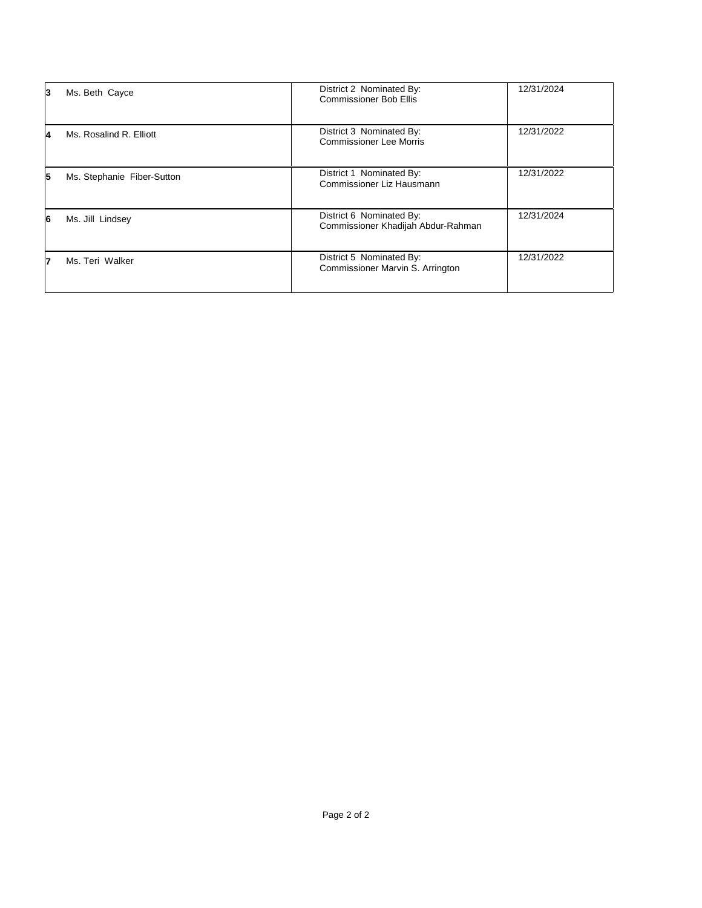| | | | |
|---|---|---|---|
| **3** | Ms. Beth Cayce | District 2 Nominated By: Commissioner Bob Ellis | 12/31/2024 |
| **4** | Ms. Rosalind R. Elliott | District 3 Nominated By: Commissioner Lee Morris | 12/31/2022 |
| **5** | Ms. Stephanie Fiber-Sutton | District 1 Nominated By: Commissioner Liz Hausmann | 12/31/2022 |
| **6** | Ms. Jill Lindsey | District 6 Nominated By: Commissioner Khadijah Abdur-Rahman | 12/31/2024 |
| **7** | Ms. Teri Walker | District 5 Nominated By: Commissioner Marvin S. Arrington | 12/31/2022 |